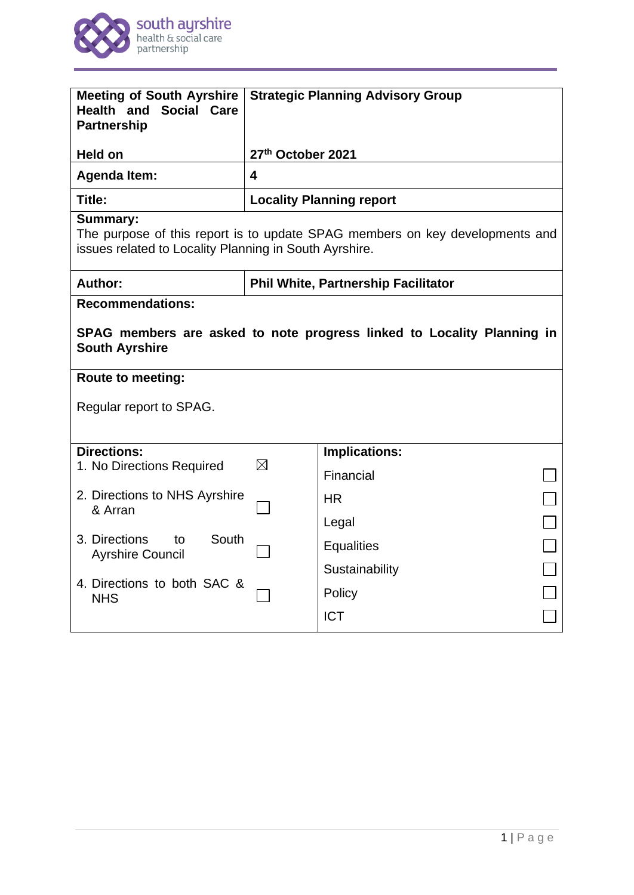| Meeting of South Ayrshire Health and Social Care Partnership | Strategic Planning Advisory Group |
|---|---|
| **Held on** | **27th October 2021** |
| **Agenda Item:** | **4** |
| **Title:** | **Locality Planning report** |

**Summary:**
The purpose of this report is to update SPAG members on key developments and issues related to Locality Planning in South Ayrshire.

| **Author:** | **Phil White, Partnership Facilitator** |
|---|---|

**Recommendations:**

**SPAG members are asked to note progress linked to Locality Planning in South Ayrshire**

**Route to meeting:**

Regular report to SPAG.

| **Directions:** | | **Implications:** | |
|---|---|---|---|
| 1. No Directions Required | ☒ | Financial | ☐ |
| 2. Directions to NHS Ayrshire & Arran | ☐ | HR | ☐ |
| 3. Directions to South Ayrshire Council | ☐ | Legal | ☐ |
| 4. Directions to both SAC & NHS | ☐ | Equalities | ☐ |
| | | Sustainability | ☐ |
| | | Policy | ☐ |
| | | ICT | ☐ |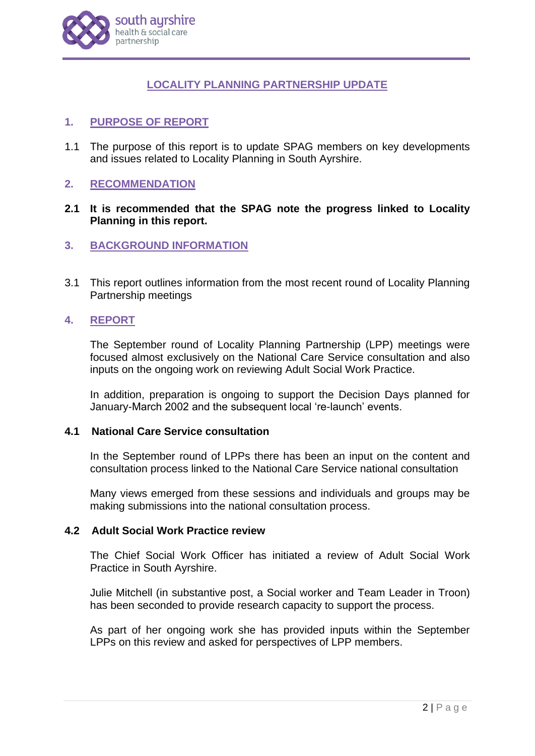## LOCALITY PLANNING PARTNERSHIP UPDATE

### 1. PURPOSE OF REPORT

1.1 The purpose of this report is to update SPAG members on key developments and issues related to Locality Planning in South Ayrshire.

### 2. RECOMMENDATION

**2.1 It is recommended that the SPAG note the progress linked to Locality Planning in this report.**

### 3. BACKGROUND INFORMATION

3.1 This report outlines information from the most recent round of Locality Planning Partnership meetings

### 4. REPORT

The September round of Locality Planning Partnership (LPP) meetings were focused almost exclusively on the National Care Service consultation and also inputs on the ongoing work on reviewing Adult Social Work Practice.

In addition, preparation is ongoing to support the Decision Days planned for January-March 2002 and the subsequent local 're-launch' events.

#### 4.1 National Care Service consultation

In the September round of LPPs there has been an input on the content and consultation process linked to the National Care Service national consultation

Many views emerged from these sessions and individuals and groups may be making submissions into the national consultation process.

#### 4.2 Adult Social Work Practice review

The Chief Social Work Officer has initiated a review of Adult Social Work Practice in South Ayrshire.

Julie Mitchell (in substantive post, a Social worker and Team Leader in Troon) has been seconded to provide research capacity to support the process.

As part of her ongoing work she has provided inputs within the September LPPs on this review and asked for perspectives of LPP members.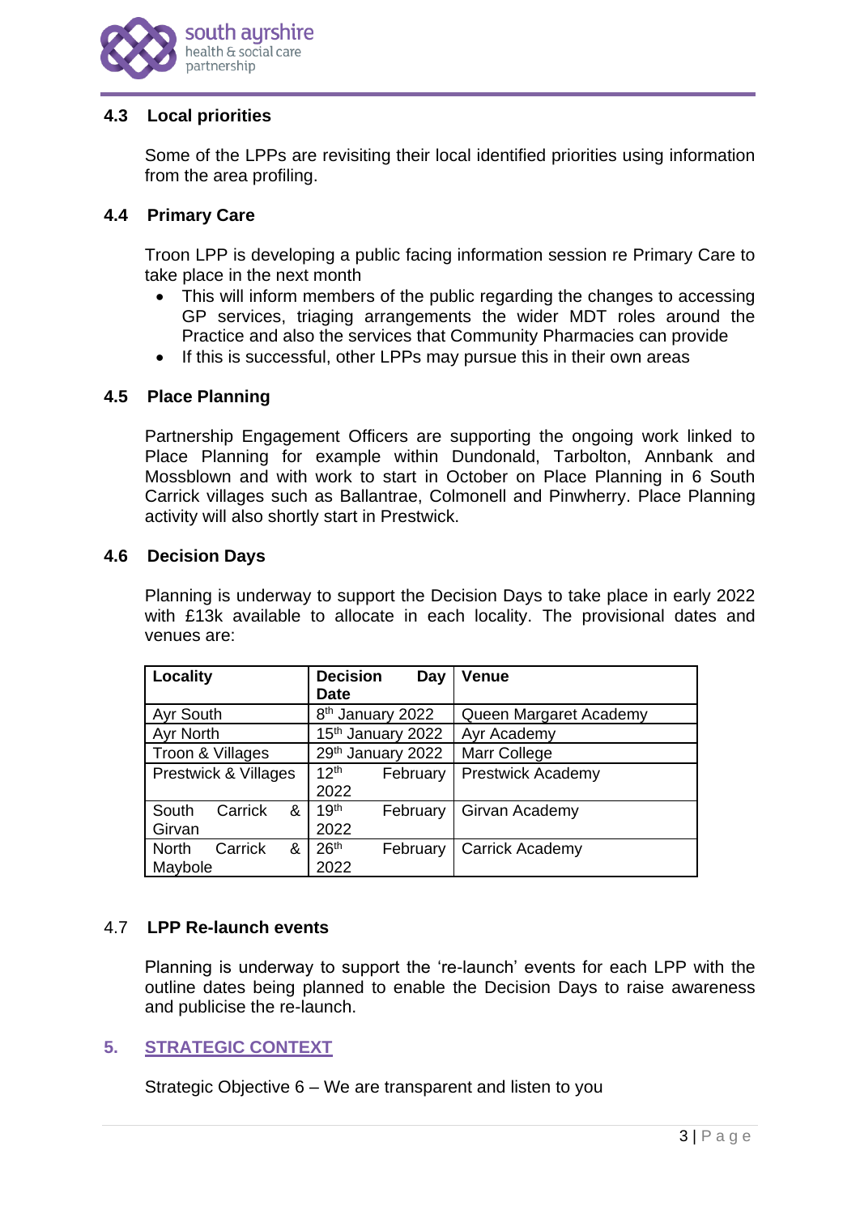### 4.3 Local priorities

Some of the LPPs are revisiting their local identified priorities using information from the area profiling.

### 4.4 Primary Care

Troon LPP is developing a public facing information session re Primary Care to take place in the next month

- This will inform members of the public regarding the changes to accessing GP services, triaging arrangements the wider MDT roles around the Practice and also the services that Community Pharmacies can provide
- If this is successful, other LPPs may pursue this in their own areas

### 4.5 Place Planning

Partnership Engagement Officers are supporting the ongoing work linked to Place Planning for example within Dundonald, Tarbolton, Annbank and Mossblown and with work to start in October on Place Planning in 6 South Carrick villages such as Ballantrae, Colmonell and Pinwherry. Place Planning activity will also shortly start in Prestwick.

### 4.6 Decision Days

Planning is underway to support the Decision Days to take place in early 2022 with £13k available to allocate in each locality. The provisional dates and venues are:

| Locality | Decision Day Date | Venue |
|---|---|---|
| Ayr South | 8th January 2022 | Queen Margaret Academy |
| Ayr North | 15th January 2022 | Ayr Academy |
| Troon & Villages | 29th January 2022 | Marr College |
| Prestwick & Villages | 12th February 2022 | Prestwick Academy |
| South Carrick & Girvan | 19th February 2022 | Girvan Academy |
| North Carrick & Maybole | 26th February 2022 | Carrick Academy |

### 4.7 LPP Re-launch events

Planning is underway to support the 're-launch' events for each LPP with the outline dates being planned to enable the Decision Days to raise awareness and publicise the re-launch.

## 5. STRATEGIC CONTEXT

Strategic Objective 6 – We are transparent and listen to you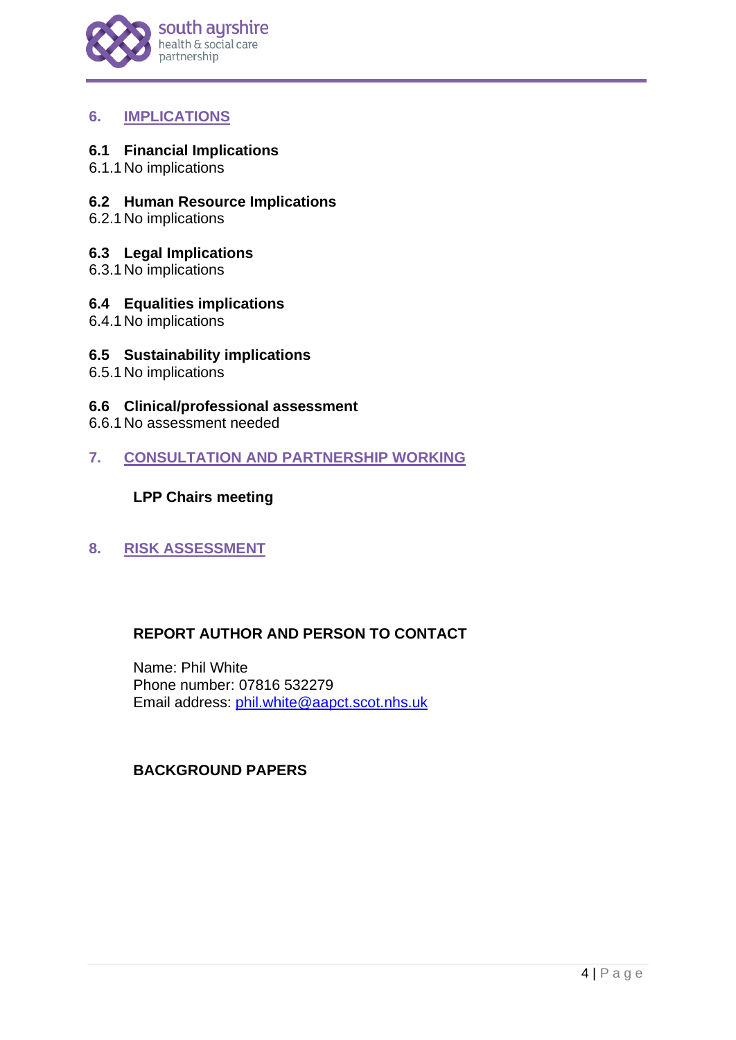## 6. IMPLICATIONS

### 6.1 Financial Implications

6.1.1 No implications

### 6.2 Human Resource Implications

6.2.1 No implications

### 6.3 Legal Implications

6.3.1 No implications

### 6.4 Equalities implications

6.4.1 No implications

### 6.5 Sustainability implications

6.5.1 No implications

### 6.6 Clinical/professional assessment

6.6.1 No assessment needed

## 7. CONSULTATION AND PARTNERSHIP WORKING

**LPP Chairs meeting**

## 8. RISK ASSESSMENT

**REPORT AUTHOR AND PERSON TO CONTACT**

Name: Phil White
Phone number: 07816 532279
Email address: phil.white@aapct.scot.nhs.uk

**BACKGROUND PAPERS**